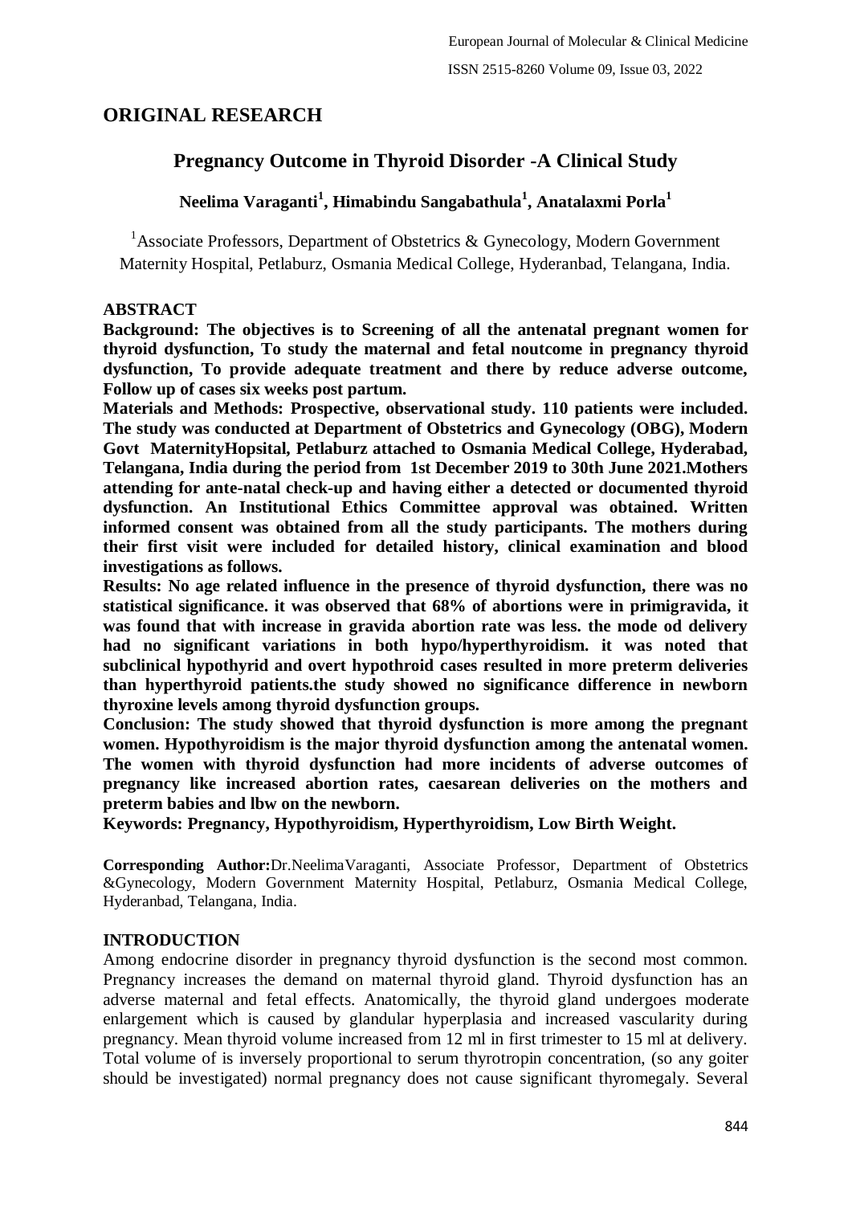## ORIGINAL RESEARCH

# Pregnancy Outcome in Thyroid Disorder -A Clinical Study

**Neelima Varaganti[1], Himabindu Sangabathula[1], Anatalaxmi Porla[1]**

[1]Associate Professors, Department of Obstetrics & Gynecology, Modern Government Maternity Hospital, Petlaburz, Osmania Medical College, Hyderanbad, Telangana, India.

### ABSTRACT

**Background: The objectives is to Screening of all the antenatal pregnant women for thyroid dysfunction, To study the maternal and fetal noutcome in pregnancy thyroid dysfunction, To provide adequate treatment and there by reduce adverse outcome, Follow up of cases six weeks post partum.**

**Materials and Methods: Prospective, observational study. 110 patients were included. The study was conducted at Department of Obstetrics and Gynecology (OBG), Modern Govt MaternityHopsital, Petlaburz attached to Osmania Medical College, Hyderabad, Telangana, India during the period from 1st December 2019 to 30th June 2021.Mothers attending for ante-natal check-up and having either a detected or documented thyroid dysfunction. An Institutional Ethics Committee approval was obtained. Written informed consent was obtained from all the study participants. The mothers during their first visit were included for detailed history, clinical examination and blood investigations as follows.**

**Results: No age related influence in the presence of thyroid dysfunction, there was no statistical significance. it was observed that 68% of abortions were in primigravida, it was found that with increase in gravida abortion rate was less. the mode od delivery had no significant variations in both hypo/hyperthyroidism. it was noted that subclinical hypothyrid and overt hypothroid cases resulted in more preterm deliveries than hyperthyroid patients.the study showed no significance difference in newborn thyroxine levels among thyroid dysfunction groups.**

**Conclusion: The study showed that thyroid dysfunction is more among the pregnant women. Hypothyroidism is the major thyroid dysfunction among the antenatal women. The women with thyroid dysfunction had more incidents of adverse outcomes of pregnancy like increased abortion rates, caesarean deliveries on the mothers and preterm babies and lbw on the newborn.**

**Keywords: Pregnancy, Hypothyroidism, Hyperthyroidism, Low Birth Weight.**

**Corresponding Author:**Dr.NeelimaVaraganti, Associate Professor, Department of Obstetrics &Gynecology, Modern Government Maternity Hospital, Petlaburz, Osmania Medical College, Hyderanbad, Telangana, India.

### INTRODUCTION

Among endocrine disorder in pregnancy thyroid dysfunction is the second most common. Pregnancy increases the demand on maternal thyroid gland. Thyroid dysfunction has an adverse maternal and fetal effects. Anatomically, the thyroid gland undergoes moderate enlargement which is caused by glandular hyperplasia and increased vascularity during pregnancy. Mean thyroid volume increased from 12 ml in first trimester to 15 ml at delivery. Total volume of is inversely proportional to serum thyrotropin concentration, (so any goiter should be investigated) normal pregnancy does not cause significant thyromegaly. Several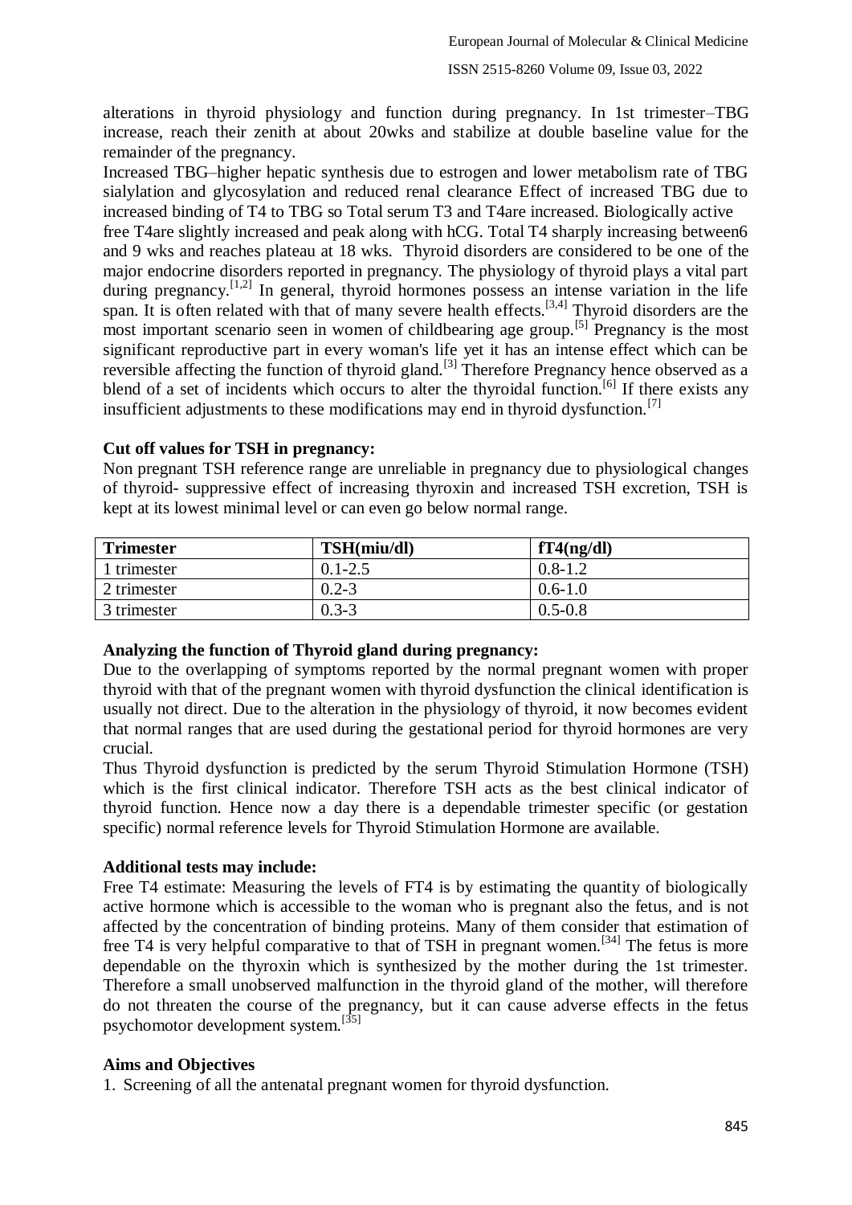alterations in thyroid physiology and function during pregnancy. In 1st trimester–TBG increase, reach their zenith at about 20wks and stabilize at double baseline value for the remainder of the pregnancy.

Increased TBG–higher hepatic synthesis due to estrogen and lower metabolism rate of TBG sialylation and glycosylation and reduced renal clearance Effect of increased TBG due to increased binding of T4 to TBG so Total serum T3 and T4are increased. Biologically active free T4are slightly increased and peak along with hCG. Total T4 sharply increasing between6 and 9 wks and reaches plateau at 18 wks. Thyroid disorders are considered to be one of the major endocrine disorders reported in pregnancy. The physiology of thyroid plays a vital part during pregnancy.[1,2] In general, thyroid hormones possess an intense variation in the life span. It is often related with that of many severe health effects.[3,4] Thyroid disorders are the most important scenario seen in women of childbearing age group.[5] Pregnancy is the most significant reproductive part in every woman's life yet it has an intense effect which can be reversible affecting the function of thyroid gland.[3] Therefore Pregnancy hence observed as a blend of a set of incidents which occurs to alter the thyroidal function.[6] If there exists any insufficient adjustments to these modifications may end in thyroid dysfunction.[7]

**Cut off values for TSH in pregnancy:**

Non pregnant TSH reference range are unreliable in pregnancy due to physiological changes of thyroid- suppressive effect of increasing thyroxin and increased TSH excretion, TSH is kept at its lowest minimal level or can even go below normal range.

| Trimester | TSH(miu/dl) | fT4(ng/dl) |
|---|---|---|
| 1 trimester | 0.1-2.5 | 0.8-1.2 |
| 2 trimester | 0.2-3 | 0.6-1.0 |
| 3 trimester | 0.3-3 | 0.5-0.8 |

**Analyzing the function of Thyroid gland during pregnancy:**

Due to the overlapping of symptoms reported by the normal pregnant women with proper thyroid with that of the pregnant women with thyroid dysfunction the clinical identification is usually not direct. Due to the alteration in the physiology of thyroid, it now becomes evident that normal ranges that are used during the gestational period for thyroid hormones are very crucial.

Thus Thyroid dysfunction is predicted by the serum Thyroid Stimulation Hormone (TSH) which is the first clinical indicator. Therefore TSH acts as the best clinical indicator of thyroid function. Hence now a day there is a dependable trimester specific (or gestation specific) normal reference levels for Thyroid Stimulation Hormone are available.

**Additional tests may include:**

Free T4 estimate: Measuring the levels of FT4 is by estimating the quantity of biologically active hormone which is accessible to the woman who is pregnant also the fetus, and is not affected by the concentration of binding proteins. Many of them consider that estimation of free T4 is very helpful comparative to that of TSH in pregnant women.[34] The fetus is more dependable on the thyroxin which is synthesized by the mother during the 1st trimester. Therefore a small unobserved malfunction in the thyroid gland of the mother, will therefore do not threaten the course of the pregnancy, but it can cause adverse effects in the fetus psychomotor development system.[35]

**Aims and Objectives**

1. Screening of all the antenatal pregnant women for thyroid dysfunction.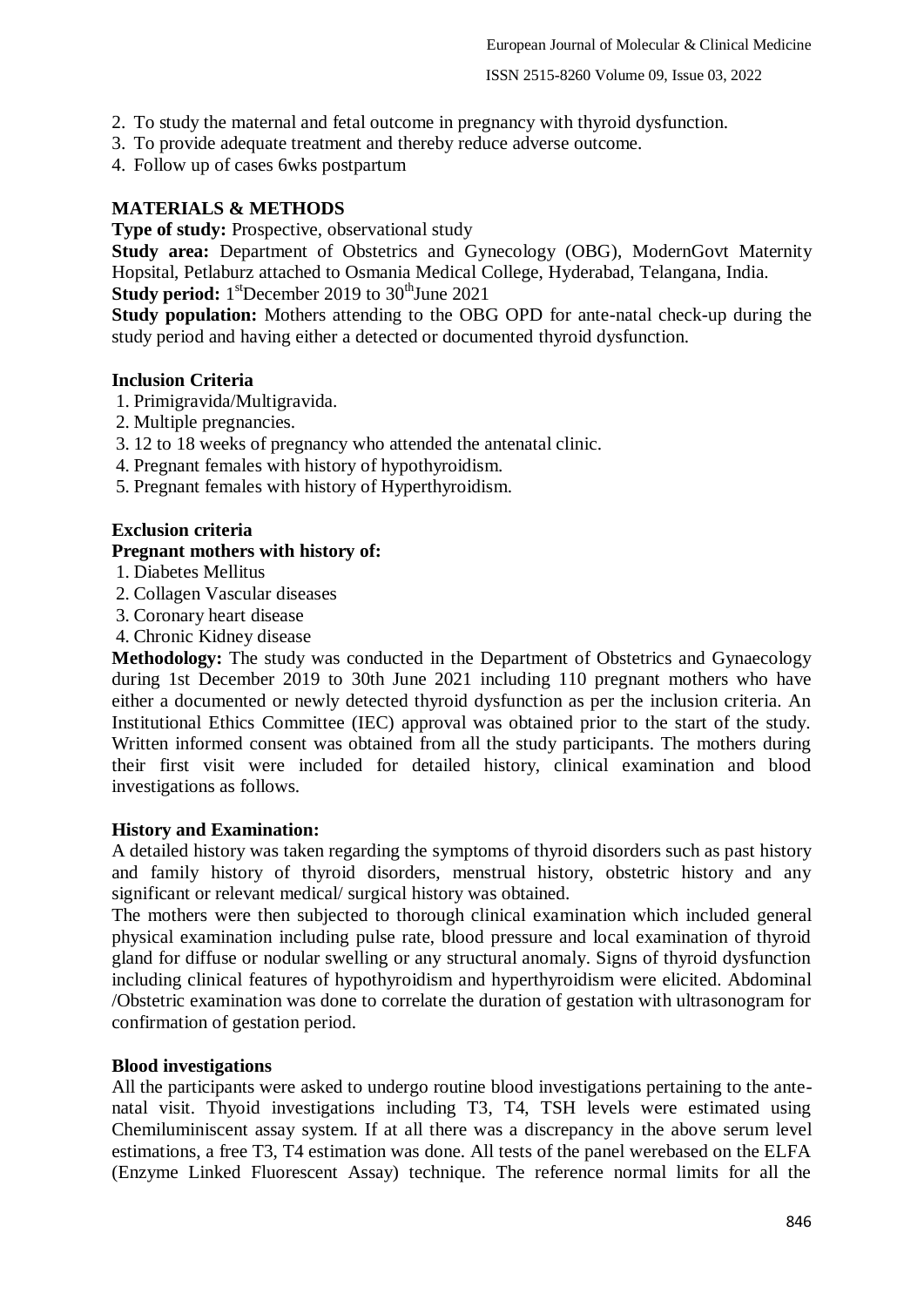2. To study the maternal and fetal outcome in pregnancy with thyroid dysfunction.
3. To provide adequate treatment and thereby reduce adverse outcome.
4. Follow up of cases 6wks postpartum

## MATERIALS & METHODS

**Type of study:** Prospective, observational study

**Study area:** Department of Obstetrics and Gynecology (OBG), ModernGovt Maternity Hopsital, Petlaburz attached to Osmania Medical College, Hyderabad, Telangana, India.

**Study period:** 1stDecember 2019 to 30thJune 2021

**Study population:** Mothers attending to the OBG OPD for ante-natal check-up during the study period and having either a detected or documented thyroid dysfunction.

### Inclusion Criteria

1. Primigravida/Multigravida.
2. Multiple pregnancies.
3. 12 to 18 weeks of pregnancy who attended the antenatal clinic.
4. Pregnant females with history of hypothyroidism.
5. Pregnant females with history of Hyperthyroidism.

### Exclusion criteria

**Pregnant mothers with history of:**

1. Diabetes Mellitus
2. Collagen Vascular diseases
3. Coronary heart disease
4. Chronic Kidney disease

**Methodology:** The study was conducted in the Department of Obstetrics and Gynaecology during 1st December 2019 to 30th June 2021 including 110 pregnant mothers who have either a documented or newly detected thyroid dysfunction as per the inclusion criteria. An Institutional Ethics Committee (IEC) approval was obtained prior to the start of the study. Written informed consent was obtained from all the study participants. The mothers during their first visit were included for detailed history, clinical examination and blood investigations as follows.

### History and Examination:

A detailed history was taken regarding the symptoms of thyroid disorders such as past history and family history of thyroid disorders, menstrual history, obstetric history and any significant or relevant medical/ surgical history was obtained.

The mothers were then subjected to thorough clinical examination which included general physical examination including pulse rate, blood pressure and local examination of thyroid gland for diffuse or nodular swelling or any structural anomaly. Signs of thyroid dysfunction including clinical features of hypothyroidism and hyperthyroidism were elicited. Abdominal /Obstetric examination was done to correlate the duration of gestation with ultrasonogram for confirmation of gestation period.

### Blood investigations

All the participants were asked to undergo routine blood investigations pertaining to the ante-natal visit. Thyoid investigations including T3, T4, TSH levels were estimated using Chemiluminiscent assay system. If at all there was a discrepancy in the above serum level estimations, a free T3, T4 estimation was done. All tests of the panel werebased on the ELFA (Enzyme Linked Fluorescent Assay) technique. The reference normal limits for all the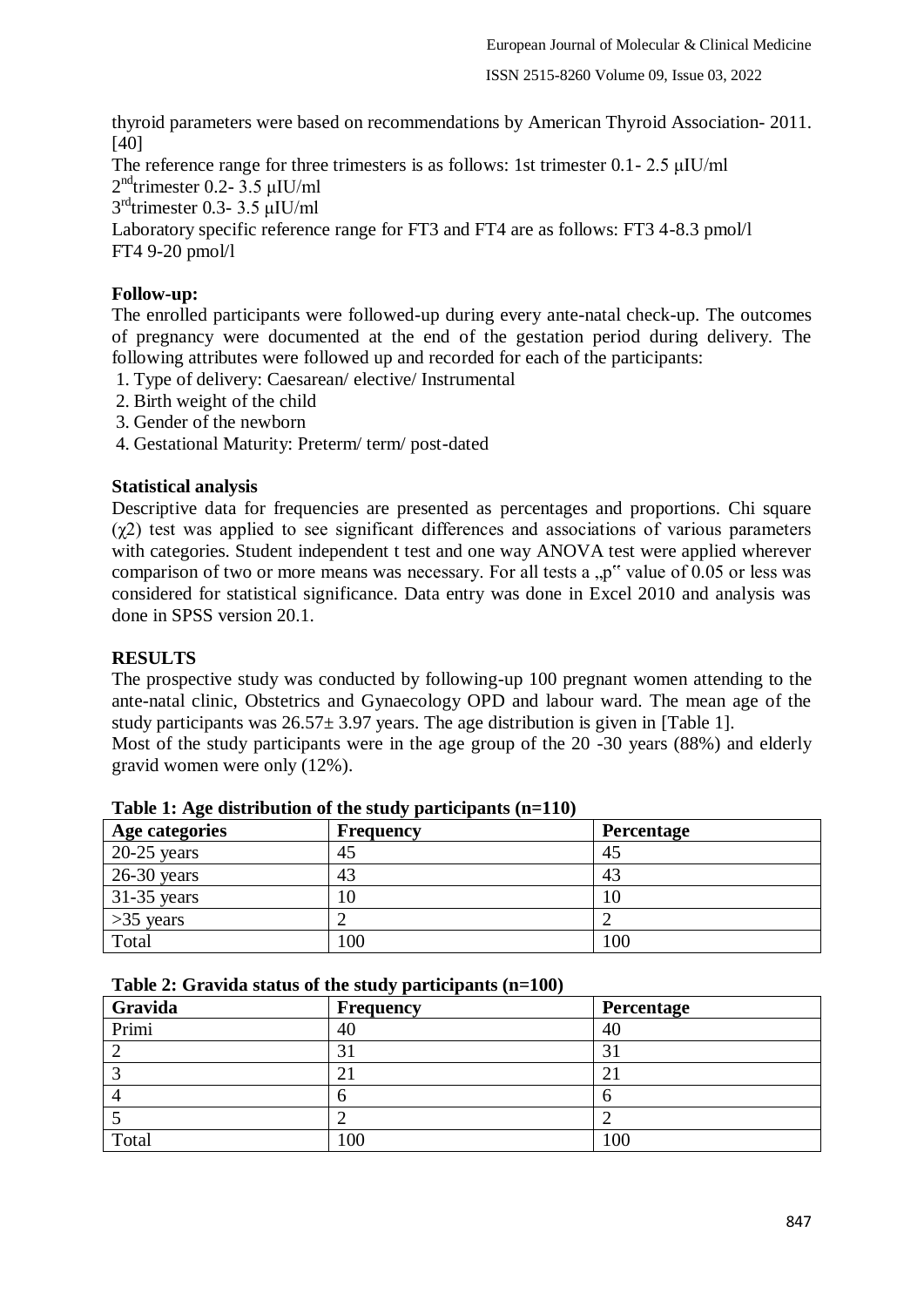thyroid parameters were based on recommendations by American Thyroid Association- 2011. [40]

The reference range for three trimesters is as follows: 1st trimester 0.1- 2.5 μIU/ml

2nd trimester 0.2- 3.5 μIU/ml

3rd trimester 0.3- 3.5 μIU/ml

Laboratory specific reference range for FT3 and FT4 are as follows: FT3 4-8.3 pmol/l

FT4 9-20 pmol/l

**Follow-up:**

The enrolled participants were followed-up during every ante-natal check-up. The outcomes of pregnancy were documented at the end of the gestation period during delivery. The following attributes were followed up and recorded for each of the participants:

1. Type of delivery: Caesarean/ elective/ Instrumental
2. Birth weight of the child
3. Gender of the newborn
4. Gestational Maturity: Preterm/ term/ post-dated

**Statistical analysis**

Descriptive data for frequencies are presented as percentages and proportions. Chi square ($\chi 2$) test was applied to see significant differences and associations of various parameters with categories. Student independent t test and one way ANOVA test were applied wherever comparison of two or more means was necessary. For all tests a „p" value of 0.05 or less was considered for statistical significance. Data entry was done in Excel 2010 and analysis was done in SPSS version 20.1.

**RESULTS**

The prospective study was conducted by following-up 100 pregnant women attending to the ante-natal clinic, Obstetrics and Gynaecology OPD and labour ward. The mean age of the study participants was 26.57± 3.97 years. The age distribution is given in [Table 1].

Most of the study participants were in the age group of the 20 -30 years (88%) and elderly gravid women were only (12%).

**Table 1: Age distribution of the study participants (n=110)**

| Age categories | Frequency | Percentage |
|---|---|---|
| 20-25 years | 45 | 45 |
| 26-30 years | 43 | 43 |
| 31-35 years | 10 | 10 |
| >35 years | 2 | 2 |
| Total | 100 | 100 |

**Table 2: Gravida status of the study participants (n=100)**

| Gravida | Frequency | Percentage |
|---|---|---|
| Primi | 40 | 40 |
| 2 | 31 | 31 |
| 3 | 21 | 21 |
| 4 | 6 | 6 |
| 5 | 2 | 2 |
| Total | 100 | 100 |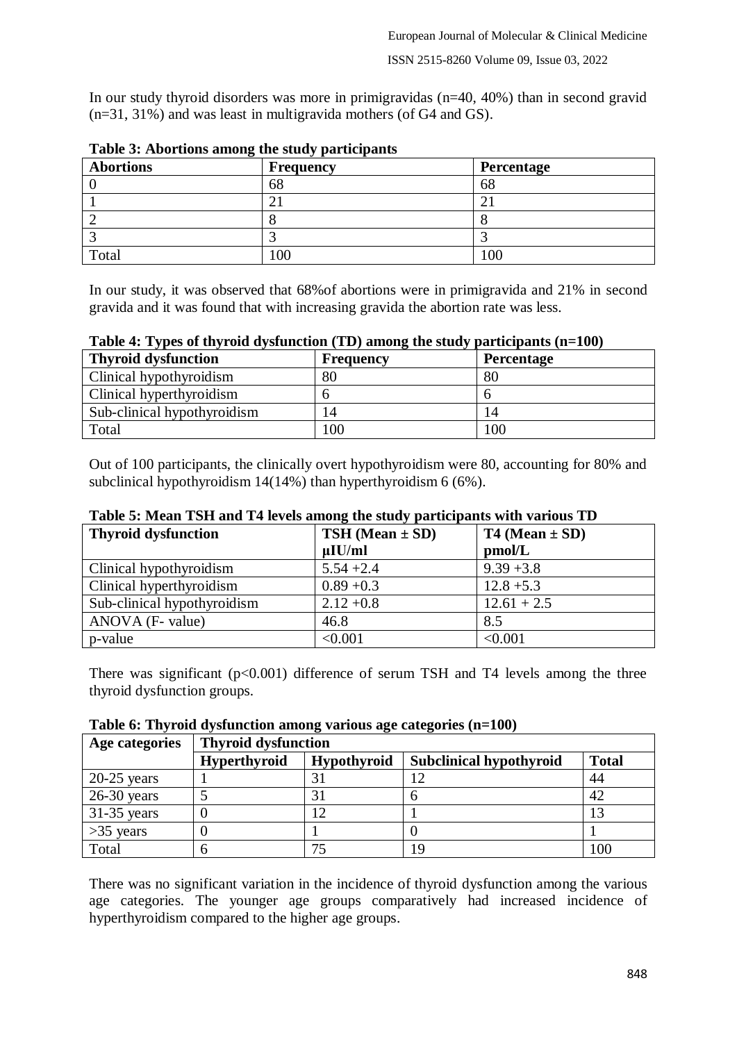In our study thyroid disorders was more in primigravidas (n=40, 40%) than in second gravid (n=31, 31%) and was least in multigravida mothers (of G4 and GS).

**Table 3: Abortions among the study participants**

| Abortions | Frequency | Percentage |
|---|---|---|
| 0 | 68 | 68 |
| 1 | 21 | 21 |
| 2 | 8 | 8 |
| 3 | 3 | 3 |
| Total | 100 | 100 |

In our study, it was observed that 68%of abortions were in primigravida and 21% in second gravida and it was found that with increasing gravida the abortion rate was less.

**Table 4: Types of thyroid dysfunction (TD) among the study participants (n=100)**

| Thyroid dysfunction | Frequency | Percentage |
|---|---|---|
| Clinical hypothyroidism | 80 | 80 |
| Clinical hyperthyroidism | 6 | 6 |
| Sub-clinical hypothyroidism | 14 | 14 |
| Total | 100 | 100 |

Out of 100 participants, the clinically overt hypothyroidism were 80, accounting for 80% and subclinical hypothyroidism 14(14%) than hyperthyroidism 6 (6%).

**Table 5: Mean TSH and T4 levels among the study participants with various TD**

| Thyroid dysfunction | TSH (Mean ± SD) μIU/ml | T4 (Mean ± SD) pmol/L |
|---|---|---|
| Clinical hypothyroidism | 5.54 +2.4 | 9.39 +3.8 |
| Clinical hyperthyroidism | 0.89 +0.3 | 12.8 +5.3 |
| Sub-clinical hypothyroidism | 2.12 +0.8 | 12.61 + 2.5 |
| ANOVA (F- value) | 46.8 | 8.5 |
| p-value | <0.001 | <0.001 |

There was significant ($p<0.001$) difference of serum TSH and T4 levels among the three thyroid dysfunction groups.

**Table 6: Thyroid dysfunction among various age categories (n=100)**

| Age categories | Thyroid dysfunction | | | |
|---|---|---|---|---|
| | Hyperthyroid | Hypothyroid | Subclinical hypothyroid | Total |
| 20-25 years | 1 | 31 | 12 | 44 |
| 26-30 years | 5 | 31 | 6 | 42 |
| 31-35 years | 0 | 12 | 1 | 13 |
| >35 years | 0 | 1 | 0 | 1 |
| Total | 6 | 75 | 19 | 100 |

There was no significant variation in the incidence of thyroid dysfunction among the various age categories. The younger age groups comparatively had increased incidence of hyperthyroidism compared to the higher age groups.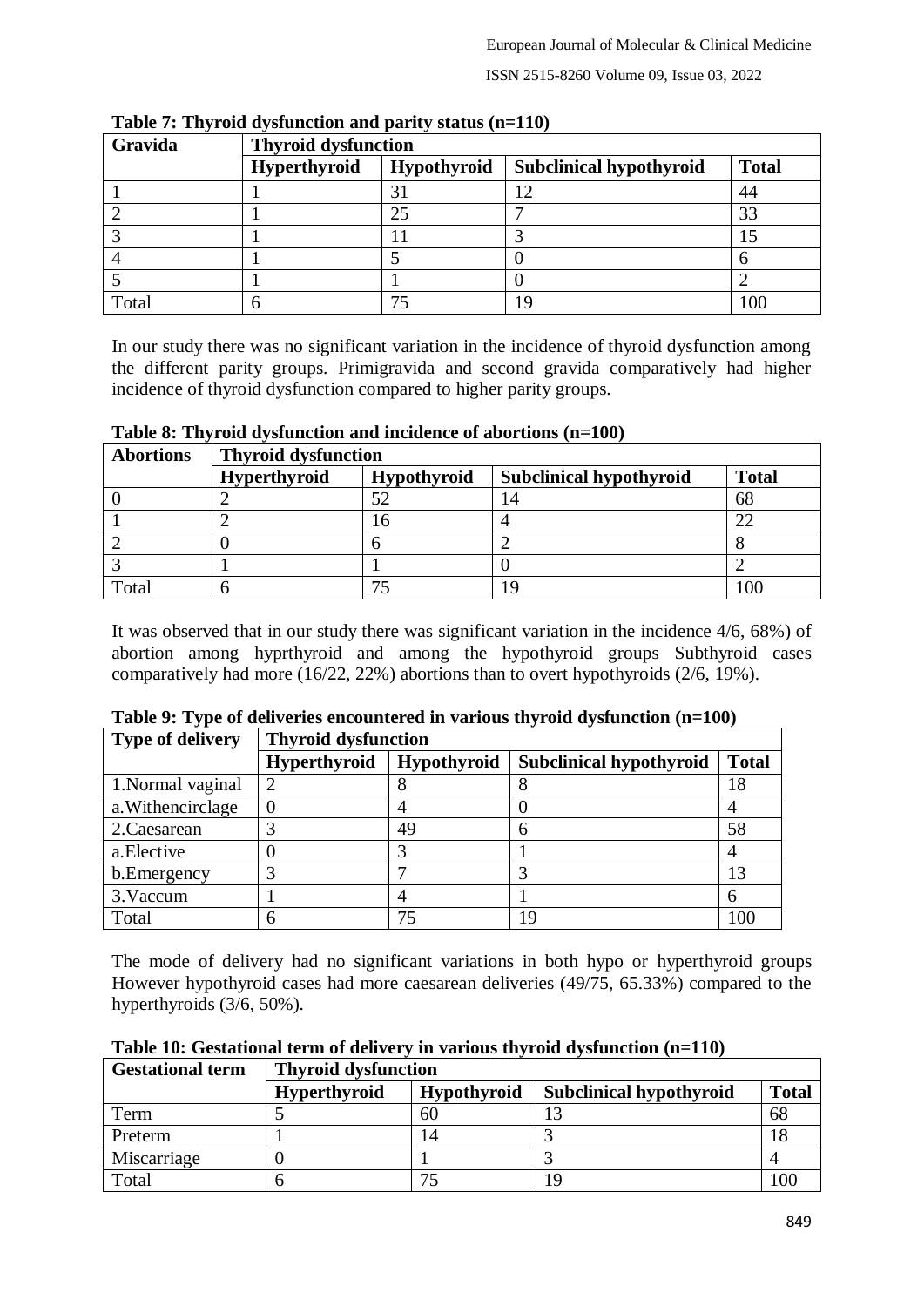**Table 7: Thyroid dysfunction and parity status (n=110)**

| Gravida | Thyroid dysfunction | | | |
|---|---|---|---|---|
| | **Hyperthyroid** | **Hypothyroid** | **Subclinical hypothyroid** | **Total** |
| 1 | 1 | 31 | 12 | 44 |
| 2 | 1 | 25 | 7 | 33 |
| 3 | 1 | 11 | 3 | 15 |
| 4 | 1 | 5 | 0 | 6 |
| 5 | 1 | 1 | 0 | 2 |
| Total | 6 | 75 | 19 | 100 |

In our study there was no significant variation in the incidence of thyroid dysfunction among the different parity groups. Primigravida and second gravida comparatively had higher incidence of thyroid dysfunction compared to higher parity groups.

**Table 8: Thyroid dysfunction and incidence of abortions (n=100)**

| Abortions | Thyroid dysfunction | | | |
|---|---|---|---|---|
| | **Hyperthyroid** | **Hypothyroid** | **Subclinical hypothyroid** | **Total** |
| 0 | 2 | 52 | 14 | 68 |
| 1 | 2 | 16 | 4 | 22 |
| 2 | 0 | 6 | 2 | 8 |
| 3 | 1 | 1 | 0 | 2 |
| Total | 6 | 75 | 19 | 100 |

It was observed that in our study there was significant variation in the incidence 4/6, 68%) of abortion among hyprthyroid and among the hypothyroid groups Subthyroid cases comparatively had more (16/22, 22%) abortions than to overt hypothyroids (2/6, 19%).

**Table 9: Type of deliveries encountered in various thyroid dysfunction (n=100)**

| Type of delivery | Thyroid dysfunction | | | |
|---|---|---|---|---|
| | **Hyperthyroid** | **Hypothyroid** | **Subclinical hypothyroid** | **Total** |
| 1.Normal vaginal | 2 | 8 | 8 | 18 |
| a.Withencirclage | 0 | 4 | 0 | 4 |
| 2.Caesarean | 3 | 49 | 6 | 58 |
| a.Elective | 0 | 3 | 1 | 4 |
| b.Emergency | 3 | 7 | 3 | 13 |
| 3.Vaccum | 1 | 4 | 1 | 6 |
| Total | 6 | 75 | 19 | 100 |

The mode of delivery had no significant variations in both hypo or hyperthyroid groups However hypothyroid cases had more caesarean deliveries (49/75, 65.33%) compared to the hyperthyroids (3/6, 50%).

**Table 10: Gestational term of delivery in various thyroid dysfunction (n=110)**

| Gestational term | Thyroid dysfunction | | | |
|---|---|---|---|---|
| | **Hyperthyroid** | **Hypothyroid** | **Subclinical hypothyroid** | **Total** |
| Term | 5 | 60 | 13 | 68 |
| Preterm | 1 | 14 | 3 | 18 |
| Miscarriage | 0 | 1 | 3 | 4 |
| Total | 6 | 75 | 19 | 100 |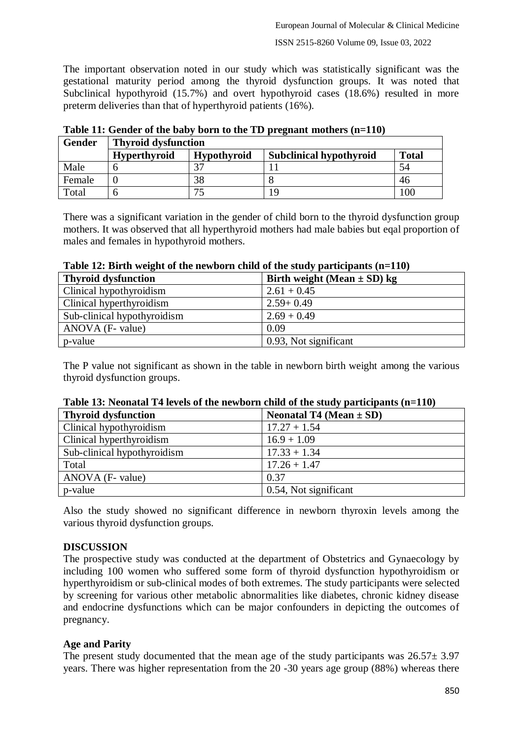The important observation noted in our study which was statistically significant was the gestational maturity period among the thyroid dysfunction groups. It was noted that Subclinical hypothyroid (15.7%) and overt hypothyroid cases (18.6%) resulted in more preterm deliveries than that of hyperthyroid patients (16%).

**Table 11: Gender of the baby born to the TD pregnant mothers (n=110)**

| Gender | Thyroid dysfunction | | | |
|---|---|---|---|---|
| | **Hyperthyroid** | **Hypothyroid** | **Subclinical hypothyroid** | **Total** |
| Male | 6 | 37 | 11 | 54 |
| Female | 0 | 38 | 8 | 46 |
| Total | 6 | 75 | 19 | 100 |

There was a significant variation in the gender of child born to the thyroid dysfunction group mothers. It was observed that all hyperthyroid mothers had male babies but eqal proportion of males and females in hypothyroid mothers.

**Table 12: Birth weight of the newborn child of the study participants (n=110)**

| Thyroid dysfunction | Birth weight (Mean ± SD) kg |
|---|---|
| Clinical hypothyroidism | 2.61 + 0.45 |
| Clinical hyperthyroidism | 2.59+ 0.49 |
| Sub-clinical hypothyroidism | 2.69 + 0.49 |
| ANOVA (F- value) | 0.09 |
| p-value | 0.93, Not significant |

The P value not significant as shown in the table in newborn birth weight among the various thyroid dysfunction groups.

**Table 13: Neonatal T4 levels of the newborn child of the study participants (n=110)**

| Thyroid dysfunction | Neonatal T4 (Mean ± SD) |
|---|---|
| Clinical hypothyroidism | 17.27 + 1.54 |
| Clinical hyperthyroidism | 16.9 + 1.09 |
| Sub-clinical hypothyroidism | 17.33 + 1.34 |
| Total | 17.26 + 1.47 |
| ANOVA (F- value) | 0.37 |
| p-value | 0.54, Not significant |

Also the study showed no significant difference in newborn thyroxin levels among the various thyroid dysfunction groups.

## DISCUSSION

The prospective study was conducted at the department of Obstetrics and Gynaecology by including 100 women who suffered some form of thyroid dysfunction hypothyroidism or hyperthyroidism or sub-clinical modes of both extremes. The study participants were selected by screening for various other metabolic abnormalities like diabetes, chronic kidney disease and endocrine dysfunctions which can be major confounders in depicting the outcomes of pregnancy.

### Age and Parity

The present study documented that the mean age of the study participants was 26.57± 3.97 years. There was higher representation from the 20 -30 years age group (88%) whereas there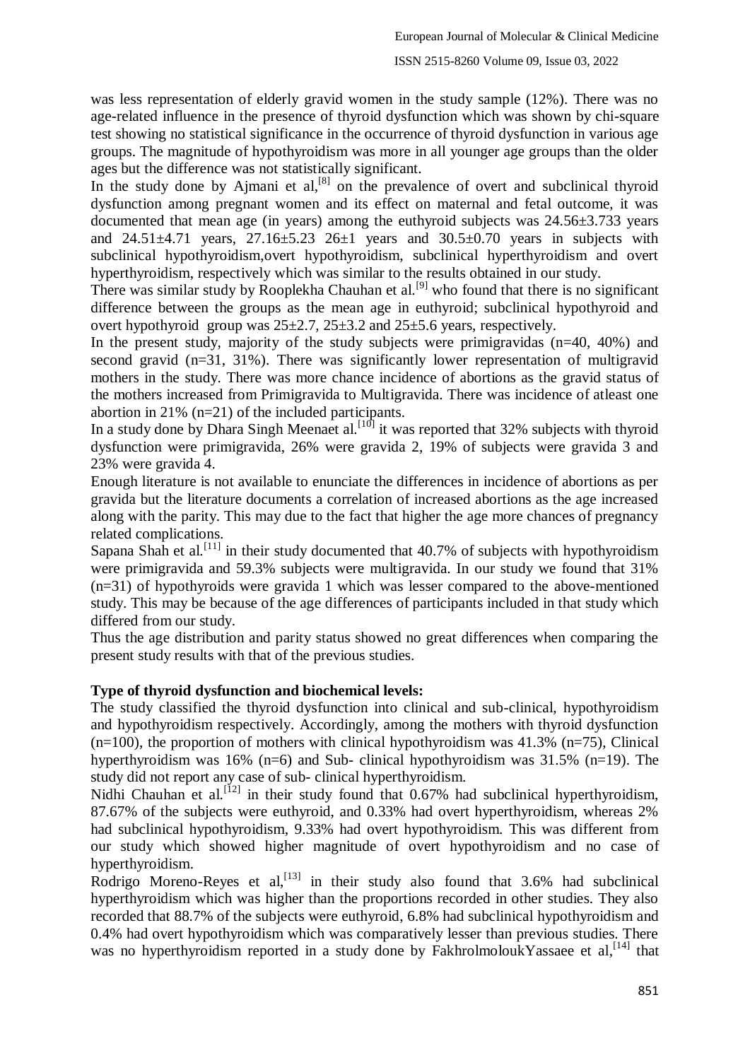was less representation of elderly gravid women in the study sample (12%). There was no age-related influence in the presence of thyroid dysfunction which was shown by chi-square test showing no statistical significance in the occurrence of thyroid dysfunction in various age groups. The magnitude of hypothyroidism was more in all younger age groups than the older ages but the difference was not statistically significant.

In the study done by Ajmani et al,[8] on the prevalence of overt and subclinical thyroid dysfunction among pregnant women and its effect on maternal and fetal outcome, it was documented that mean age (in years) among the euthyroid subjects was 24.56±3.733 years and 24.51±4.71 years, 27.16±5.23 26±1 years and 30.5±0.70 years in subjects with subclinical hypothyroidism,overt hypothyroidism, subclinical hyperthyroidism and overt hyperthyroidism, respectively which was similar to the results obtained in our study.

There was similar study by Rooplekha Chauhan et al.[9] who found that there is no significant difference between the groups as the mean age in euthyroid; subclinical hypothyroid and overt hypothyroid group was 25±2.7, 25±3.2 and 25±5.6 years, respectively.

In the present study, majority of the study subjects were primigravidas (n=40, 40%) and second gravid (n=31, 31%). There was significantly lower representation of multigravid mothers in the study. There was more chance incidence of abortions as the gravid status of the mothers increased from Primigravida to Multigravida. There was incidence of atleast one abortion in 21% (n=21) of the included participants.

In a study done by Dhara Singh Meenaet al.[10] it was reported that 32% subjects with thyroid dysfunction were primigravida, 26% were gravida 2, 19% of subjects were gravida 3 and 23% were gravida 4.

Enough literature is not available to enunciate the differences in incidence of abortions as per gravida but the literature documents a correlation of increased abortions as the age increased along with the parity. This may due to the fact that higher the age more chances of pregnancy related complications.

Sapana Shah et al.[11] in their study documented that 40.7% of subjects with hypothyroidism were primigravida and 59.3% subjects were multigravida. In our study we found that 31% (n=31) of hypothyroids were gravida 1 which was lesser compared to the above-mentioned study. This may be because of the age differences of participants included in that study which differed from our study.

Thus the age distribution and parity status showed no great differences when comparing the present study results with that of the previous studies.

**Type of thyroid dysfunction and biochemical levels:**

The study classified the thyroid dysfunction into clinical and sub-clinical, hypothyroidism and hypothyroidism respectively. Accordingly, among the mothers with thyroid dysfunction (n=100), the proportion of mothers with clinical hypothyroidism was 41.3% (n=75), Clinical hyperthyroidism was 16% (n=6) and Sub- clinical hypothyroidism was 31.5% (n=19). The study did not report any case of sub- clinical hyperthyroidism.

Nidhi Chauhan et al.[12] in their study found that 0.67% had subclinical hyperthyroidism, 87.67% of the subjects were euthyroid, and 0.33% had overt hyperthyroidism, whereas 2% had subclinical hypothyroidism, 9.33% had overt hypothyroidism. This was different from our study which showed higher magnitude of overt hypothyroidism and no case of hyperthyroidism.

Rodrigo Moreno-Reyes et al,[13] in their study also found that 3.6% had subclinical hyperthyroidism which was higher than the proportions recorded in other studies. They also recorded that 88.7% of the subjects were euthyroid, 6.8% had subclinical hypothyroidism and 0.4% had overt hypothyroidism which was comparatively lesser than previous studies. There was no hyperthyroidism reported in a study done by FakhrolmoloukYassaee et al,[14] that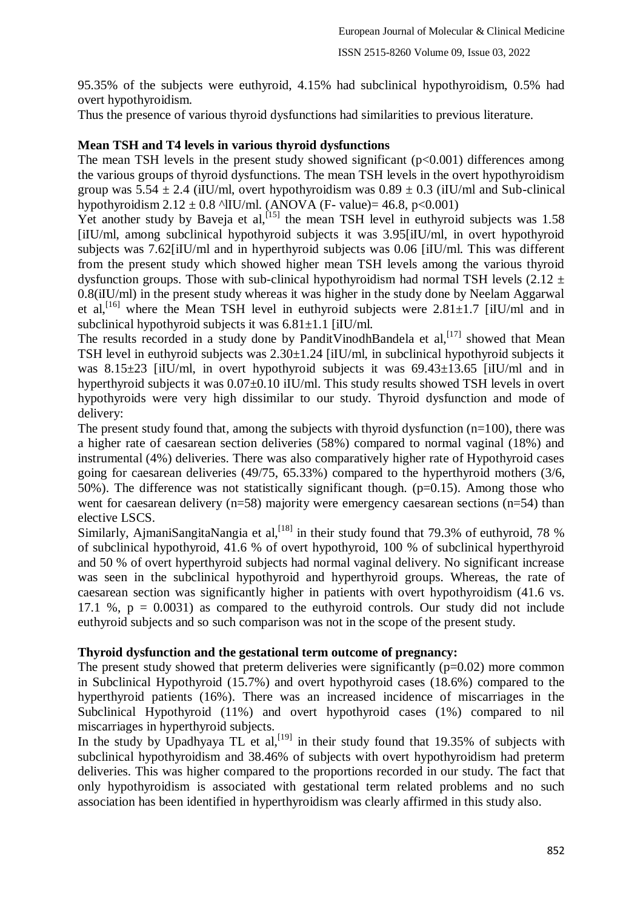95.35% of the subjects were euthyroid, 4.15% had subclinical hypothyroidism, 0.5% had overt hypothyroidism.

Thus the presence of various thyroid dysfunctions had similarities to previous literature.

**Mean TSH and T4 levels in various thyroid dysfunctions**

The mean TSH levels in the present study showed significant ($p<0.001$) differences among the various groups of thyroid dysfunctions. The mean TSH levels in the overt hypothyroidism group was $5.54 \pm 2.4$ (iIU/ml, overt hypothyroidism was $0.89 \pm 0.3$ (iIU/ml and Sub-clinical hypothyroidism $2.12 \pm 0.8$ ^lIU/ml. (ANOVA (F- value)= 46.8, $p<0.001$)

Yet another study by Baveja et al,[15] the mean TSH level in euthyroid subjects was 1.58 [iIU/ml, among subclinical hypothyroid subjects it was 3.95[iIU/ml, in overt hypothyroid subjects was 7.62[iIU/ml and in hyperthyroid subjects was 0.06 [iIU/ml. This was different from the present study which showed higher mean TSH levels among the various thyroid dysfunction groups. Those with sub-clinical hypothyroidism had normal TSH levels ($2.12 \pm 0.8$(iIU/ml) in the present study whereas it was higher in the study done by Neelam Aggarwal et al,[16] where the Mean TSH level in euthyroid subjects were $2.81 \pm 1.7$ [iIU/ml and in subclinical hypothyroid subjects it was $6.81 \pm 1.1$ [iIU/ml.

The results recorded in a study done by PanditVinodhBandela et al,[17] showed that Mean TSH level in euthyroid subjects was $2.30 \pm 1.24$ [iIU/ml, in subclinical hypothyroid subjects it was $8.15 \pm 23$ [iIU/ml, in overt hypothyroid subjects it was $69.43 \pm 13.65$ [iIU/ml and in hyperthyroid subjects it was $0.07 \pm 0.10$ iIU/ml. This study results showed TSH levels in overt hypothyroids were very high dissimilar to our study. Thyroid dysfunction and mode of delivery:

The present study found that, among the subjects with thyroid dysfunction (n=100), there was a higher rate of caesarean section deliveries (58%) compared to normal vaginal (18%) and instrumental (4%) deliveries. There was also comparatively higher rate of Hypothyroid cases going for caesarean deliveries (49/75, 65.33%) compared to the hyperthyroid mothers (3/6, 50%). The difference was not statistically significant though. ($p=0.15$). Among those who went for caesarean delivery (n=58) majority were emergency caesarean sections (n=54) than elective LSCS.

Similarly, AjmaniSangitaNangia et al,[18] in their study found that 79.3% of euthyroid, 78 % of subclinical hypothyroid, 41.6 % of overt hypothyroid, 100 % of subclinical hyperthyroid and 50 % of overt hyperthyroid subjects had normal vaginal delivery. No significant increase was seen in the subclinical hypothyroid and hyperthyroid groups. Whereas, the rate of caesarean section was significantly higher in patients with overt hypothyroidism (41.6 vs. 17.1 %, $p = 0.0031$) as compared to the euthyroid controls. Our study did not include euthyroid subjects and so such comparison was not in the scope of the present study.

**Thyroid dysfunction and the gestational term outcome of pregnancy:**

The present study showed that preterm deliveries were significantly ($p=0.02$) more common in Subclinical Hypothyroid (15.7%) and overt hypothyroid cases (18.6%) compared to the hyperthyroid patients (16%). There was an increased incidence of miscarriages in the Subclinical Hypothyroid (11%) and overt hypothyroid cases (1%) compared to nil miscarriages in hyperthyroid subjects.

In the study by Upadhyaya TL et al,[19] in their study found that 19.35% of subjects with subclinical hypothyroidism and 38.46% of subjects with overt hypothyroidism had preterm deliveries. This was higher compared to the proportions recorded in our study. The fact that only hypothyroidism is associated with gestational term related problems and no such association has been identified in hyperthyroidism was clearly affirmed in this study also.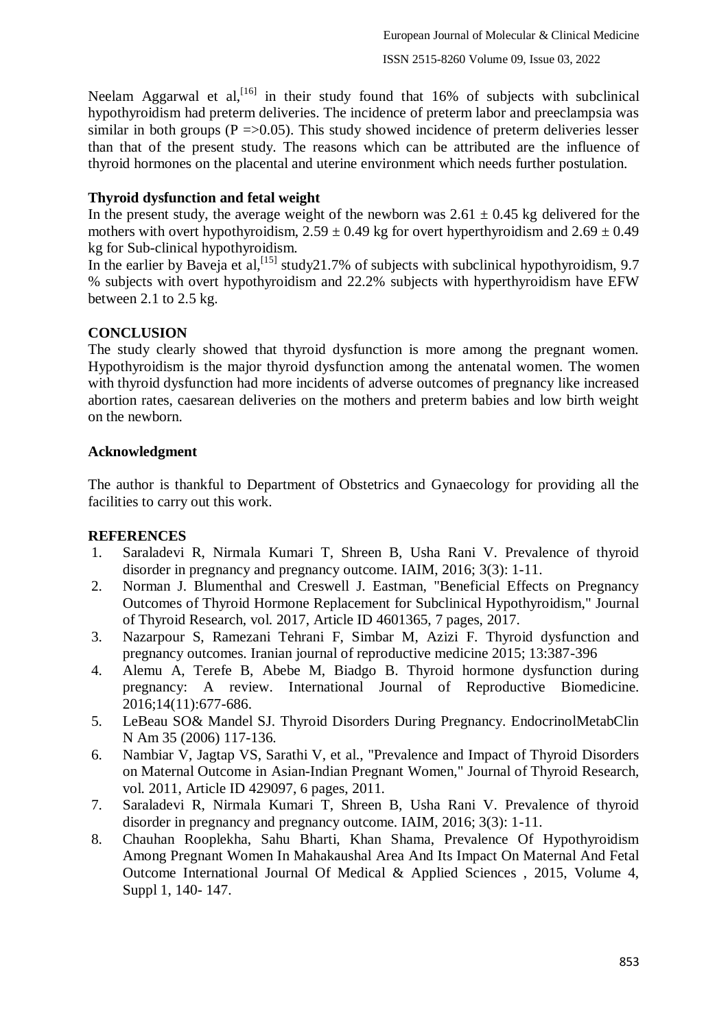Neelam Aggarwal et al,[16] in their study found that 16% of subjects with subclinical hypothyroidism had preterm deliveries. The incidence of preterm labor and preeclampsia was similar in both groups (P =>0.05). This study showed incidence of preterm deliveries lesser than that of the present study. The reasons which can be attributed are the influence of thyroid hormones on the placental and uterine environment which needs further postulation.

**Thyroid dysfunction and fetal weight**

In the present study, the average weight of the newborn was $2.61 \pm 0.45$ kg delivered for the mothers with overt hypothyroidism, $2.59 \pm 0.49$ kg for overt hyperthyroidism and $2.69 \pm 0.49$ kg for Sub-clinical hypothyroidism.

In the earlier by Baveja et al,[15] study21.7% of subjects with subclinical hypothyroidism, 9.7 % subjects with overt hypothyroidism and 22.2% subjects with hyperthyroidism have EFW between 2.1 to 2.5 kg.

## CONCLUSION

The study clearly showed that thyroid dysfunction is more among the pregnant women. Hypothyroidism is the major thyroid dysfunction among the antenatal women. The women with thyroid dysfunction had more incidents of adverse outcomes of pregnancy like increased abortion rates, caesarean deliveries on the mothers and preterm babies and low birth weight on the newborn.

## Acknowledgment

The author is thankful to Department of Obstetrics and Gynaecology for providing all the facilities to carry out this work.

## REFERENCES

1. Saraladevi R, Nirmala Kumari T, Shreen B, Usha Rani V. Prevalence of thyroid disorder in pregnancy and pregnancy outcome. IAIM, 2016; 3(3): 1-11.
2. Norman J. Blumenthal and Creswell J. Eastman, "Beneficial Effects on Pregnancy Outcomes of Thyroid Hormone Replacement for Subclinical Hypothyroidism," Journal of Thyroid Research, vol. 2017, Article ID 4601365, 7 pages, 2017.
3. Nazarpour S, Ramezani Tehrani F, Simbar M, Azizi F. Thyroid dysfunction and pregnancy outcomes. Iranian journal of reproductive medicine 2015; 13:387-396
4. Alemu A, Terefe B, Abebe M, Biadgo B. Thyroid hormone dysfunction during pregnancy: A review. International Journal of Reproductive Biomedicine. 2016;14(11):677-686.
5. LeBeau SO& Mandel SJ. Thyroid Disorders During Pregnancy. EndocrinolMetabClin N Am 35 (2006) 117-136.
6. Nambiar V, Jagtap VS, Sarathi V, et al., "Prevalence and Impact of Thyroid Disorders on Maternal Outcome in Asian-Indian Pregnant Women," Journal of Thyroid Research, vol. 2011, Article ID 429097, 6 pages, 2011.
7. Saraladevi R, Nirmala Kumari T, Shreen B, Usha Rani V. Prevalence of thyroid disorder in pregnancy and pregnancy outcome. IAIM, 2016; 3(3): 1-11.
8. Chauhan Rooplekha, Sahu Bharti, Khan Shama, Prevalence Of Hypothyroidism Among Pregnant Women In Mahakaushal Area And Its Impact On Maternal And Fetal Outcome International Journal Of Medical & Applied Sciences , 2015, Volume 4, Suppl 1, 140- 147.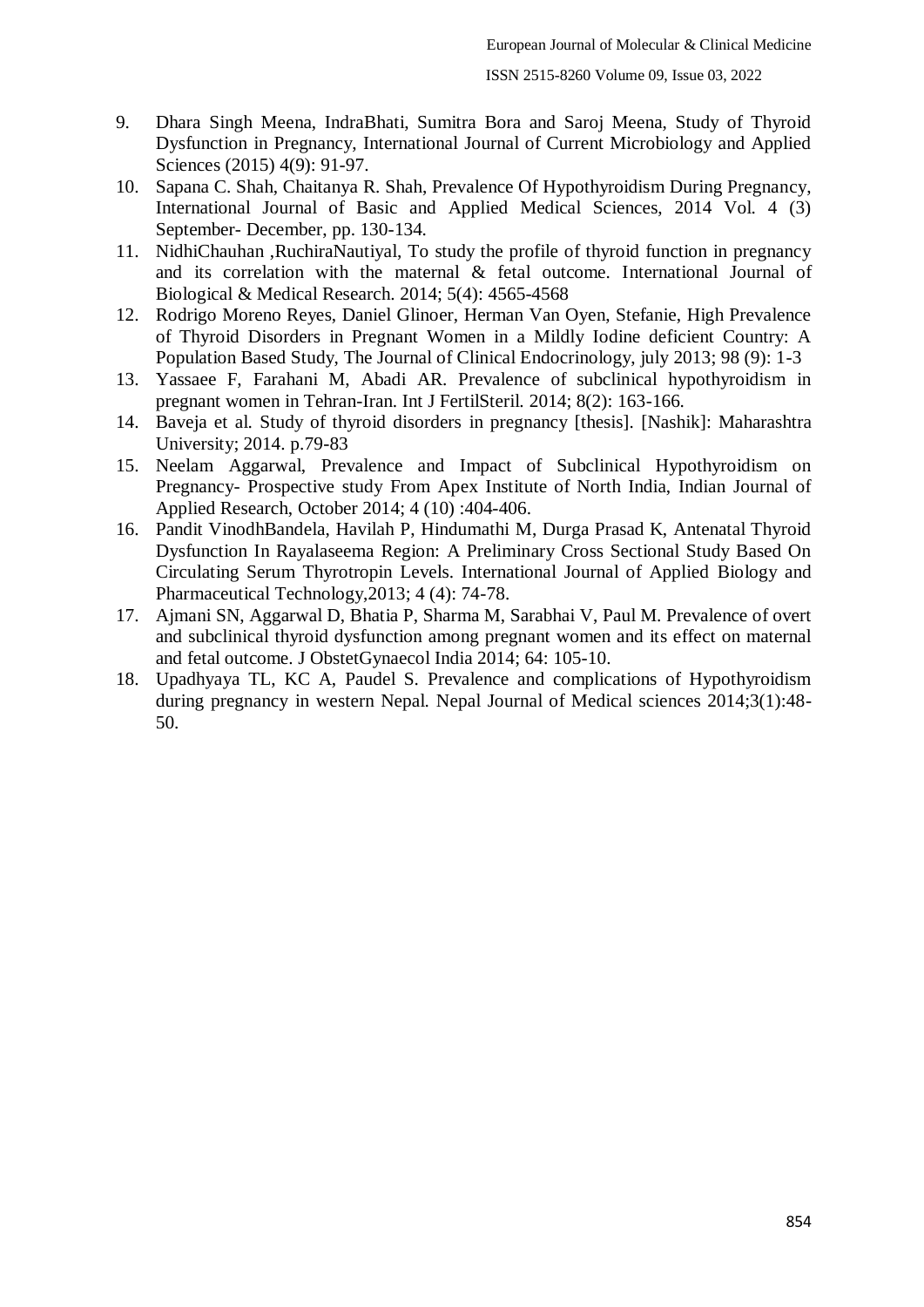9. Dhara Singh Meena, IndraBhati, Sumitra Bora and Saroj Meena, Study of Thyroid Dysfunction in Pregnancy, International Journal of Current Microbiology and Applied Sciences (2015) 4(9): 91-97.
10. Sapana C. Shah, Chaitanya R. Shah, Prevalence Of Hypothyroidism During Pregnancy, International Journal of Basic and Applied Medical Sciences, 2014 Vol. 4 (3) September- December, pp. 130-134.
11. NidhiChauhan ,RuchiraNautiyal, To study the profile of thyroid function in pregnancy and its correlation with the maternal & fetal outcome. International Journal of Biological & Medical Research. 2014; 5(4): 4565-4568
12. Rodrigo Moreno Reyes, Daniel Glinoer, Herman Van Oyen, Stefanie, High Prevalence of Thyroid Disorders in Pregnant Women in a Mildly Iodine deficient Country: A Population Based Study, The Journal of Clinical Endocrinology, july 2013; 98 (9): 1-3
13. Yassaee F, Farahani M, Abadi AR. Prevalence of subclinical hypothyroidism in pregnant women in Tehran-Iran. Int J FertilSteril. 2014; 8(2): 163-166.
14. Baveja et al. Study of thyroid disorders in pregnancy [thesis]. [Nashik]: Maharashtra University; 2014. p.79-83
15. Neelam Aggarwal, Prevalence and Impact of Subclinical Hypothyroidism on Pregnancy- Prospective study From Apex Institute of North India, Indian Journal of Applied Research, October 2014; 4 (10) :404-406.
16. Pandit VinodhBandela, Havilah P, Hindumathi M, Durga Prasad K, Antenatal Thyroid Dysfunction In Rayalaseema Region: A Preliminary Cross Sectional Study Based On Circulating Serum Thyrotropin Levels. International Journal of Applied Biology and Pharmaceutical Technology,2013; 4 (4): 74-78.
17. Ajmani SN, Aggarwal D, Bhatia P, Sharma M, Sarabhai V, Paul M. Prevalence of overt and subclinical thyroid dysfunction among pregnant women and its effect on maternal and fetal outcome. J ObstetGynaecol India 2014; 64: 105-10.
18. Upadhyaya TL, KC A, Paudel S. Prevalence and complications of Hypothyroidism during pregnancy in western Nepal. Nepal Journal of Medical sciences 2014;3(1):48-50.